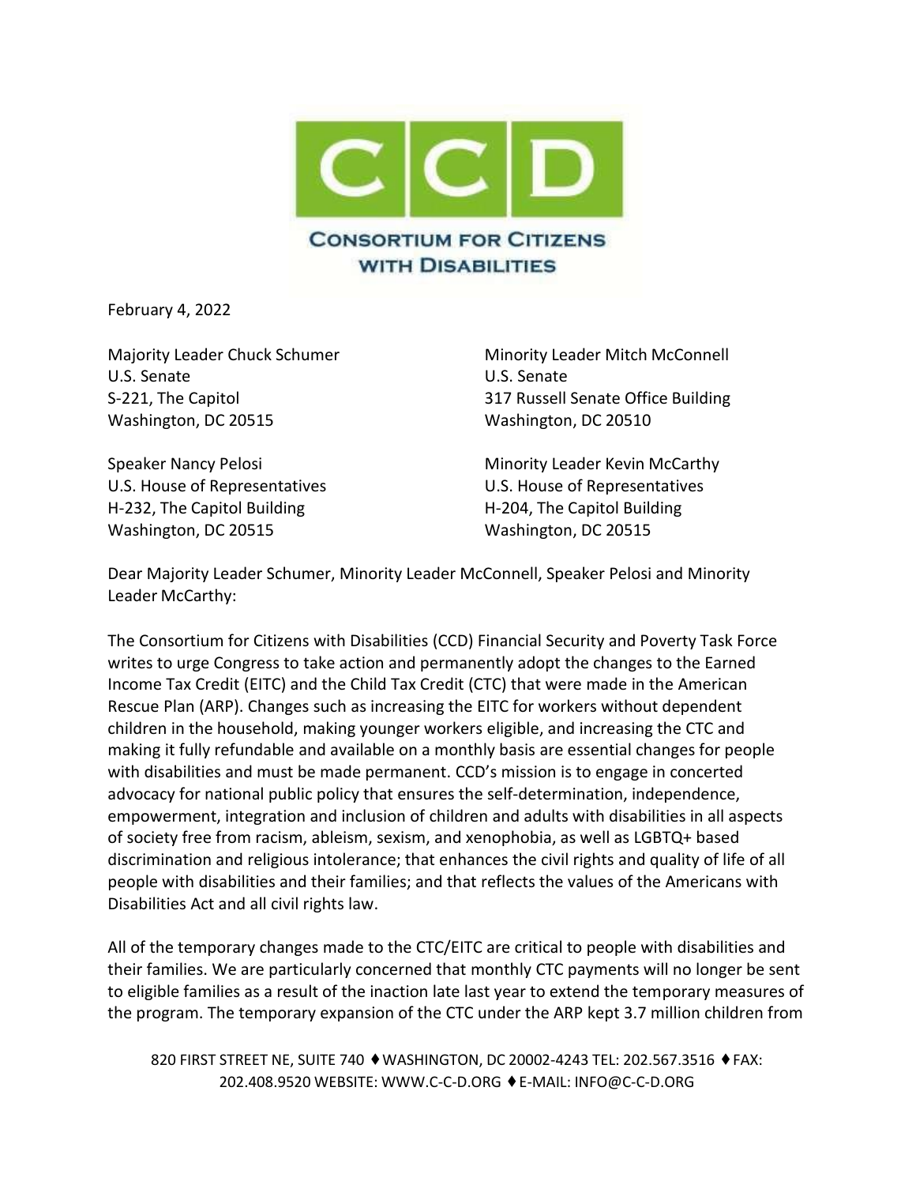# CONSORTIUM FOR CITIZENS WITH DISABILITIES

February 4, 2022

Majority Leader Chuck Schumer
U.S. Senate
S-221, The Capitol
Washington, DC 20515

Minority Leader Mitch McConnell
U.S. Senate
317 Russell Senate Office Building
Washington, DC 20510

Speaker Nancy Pelosi
U.S. House of Representatives
H-232, The Capitol Building
Washington, DC 20515

Minority Leader Kevin McCarthy
U.S. House of Representatives
H-204, The Capitol Building
Washington, DC 20515

Dear Majority Leader Schumer, Minority Leader McConnell, Speaker Pelosi and Minority Leader McCarthy:

The Consortium for Citizens with Disabilities (CCD) Financial Security and Poverty Task Force writes to urge Congress to take action and permanently adopt the changes to the Earned Income Tax Credit (EITC) and the Child Tax Credit (CTC) that were made in the American Rescue Plan (ARP). Changes such as increasing the EITC for workers without dependent children in the household, making younger workers eligible, and increasing the CTC and making it fully refundable and available on a monthly basis are essential changes for people with disabilities and must be made permanent. CCD's mission is to engage in concerted advocacy for national public policy that ensures the self-determination, independence, empowerment, integration and inclusion of children and adults with disabilities in all aspects of society free from racism, ableism, sexism, and xenophobia, as well as LGBTQ+ based discrimination and religious intolerance; that enhances the civil rights and quality of life of all people with disabilities and their families; and that reflects the values of the Americans with Disabilities Act and all civil rights law.

All of the temporary changes made to the CTC/EITC are critical to people with disabilities and their families. We are particularly concerned that monthly CTC payments will no longer be sent to eligible families as a result of the inaction late last year to extend the temporary measures of the program. The temporary expansion of the CTC under the ARP kept 3.7 million children from

820 FIRST STREET NE, SUITE 740 ♦ WASHINGTON, DC 20002-4243 TEL: 202.567.3516 ♦ FAX: 202.408.9520 WEBSITE: WWW.C-C-D.ORG ♦ E-MAIL: INFO@C-C-D.ORG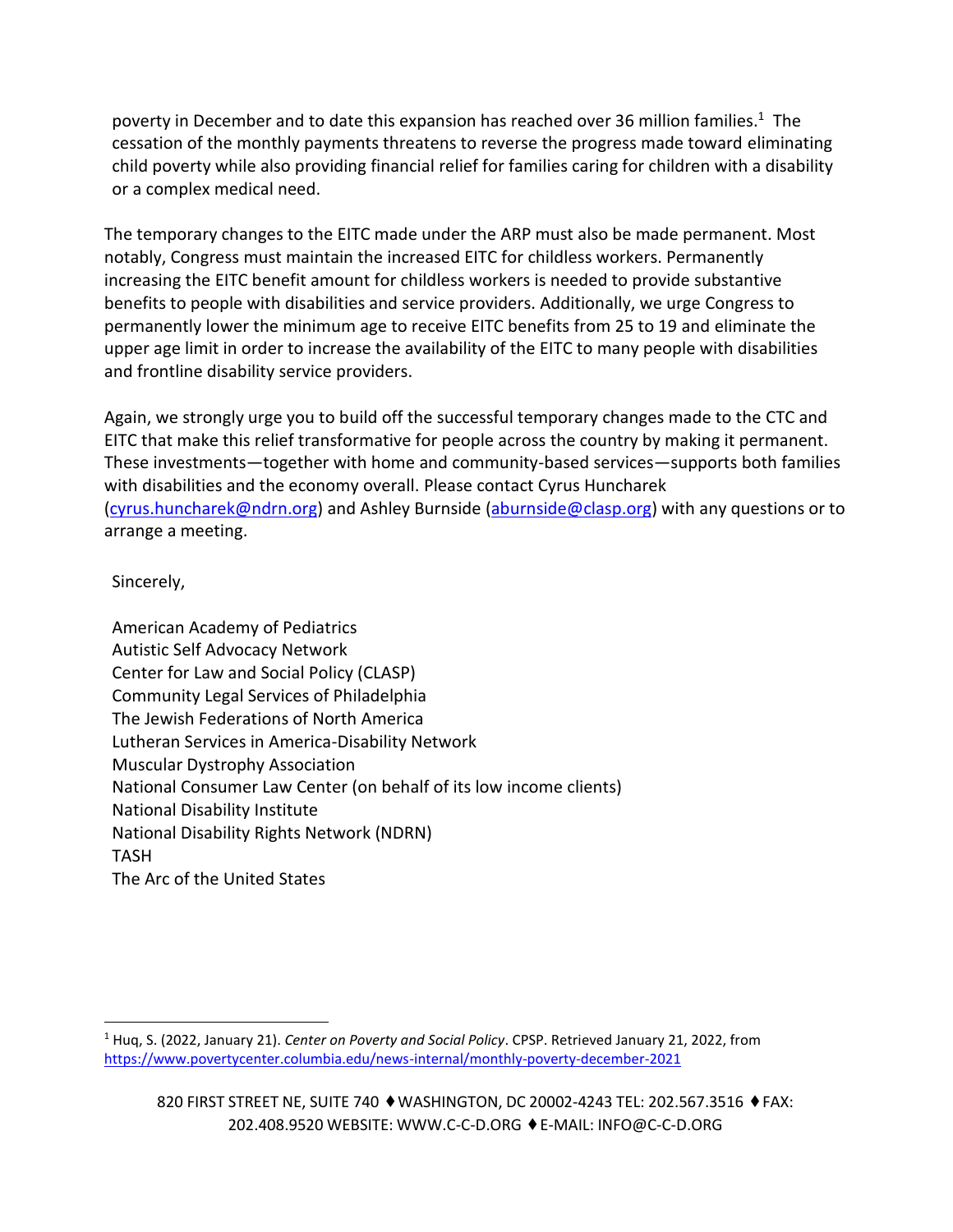poverty in December and to date this expansion has reached over 36 million families.[1] The cessation of the monthly payments threatens to reverse the progress made toward eliminating child poverty while also providing financial relief for families caring for children with a disability or a complex medical need.

The temporary changes to the EITC made under the ARP must also be made permanent. Most notably, Congress must maintain the increased EITC for childless workers. Permanently increasing the EITC benefit amount for childless workers is needed to provide substantive benefits to people with disabilities and service providers. Additionally, we urge Congress to permanently lower the minimum age to receive EITC benefits from 25 to 19 and eliminate the upper age limit in order to increase the availability of the EITC to many people with disabilities and frontline disability service providers.

Again, we strongly urge you to build off the successful temporary changes made to the CTC and EITC that make this relief transformative for people across the country by making it permanent. These investments—together with home and community-based services—supports both families with disabilities and the economy overall. Please contact Cyrus Huncharek (cyrus.huncharek@ndrn.org) and Ashley Burnside (aburnside@clasp.org) with any questions or to arrange a meeting.

Sincerely,

American Academy of Pediatrics
Autistic Self Advocacy Network
Center for Law and Social Policy (CLASP)
Community Legal Services of Philadelphia
The Jewish Federations of North America
Lutheran Services in America-Disability Network
Muscular Dystrophy Association
National Consumer Law Center (on behalf of its low income clients)
National Disability Institute
National Disability Rights Network (NDRN)
TASH
The Arc of the United States

[1] Huq, S. (2022, January 21). *Center on Poverty and Social Policy*. CPSP. Retrieved January 21, 2022, from https://www.povertycenter.columbia.edu/news-internal/monthly-poverty-december-2021

820 FIRST STREET NE, SUITE 740 ♦ WASHINGTON, DC 20002-4243 TEL: 202.567.3516 ♦ FAX: 202.408.9520 WEBSITE: WWW.C-C-D.ORG ♦ E-MAIL: INFO@C-C-D.ORG